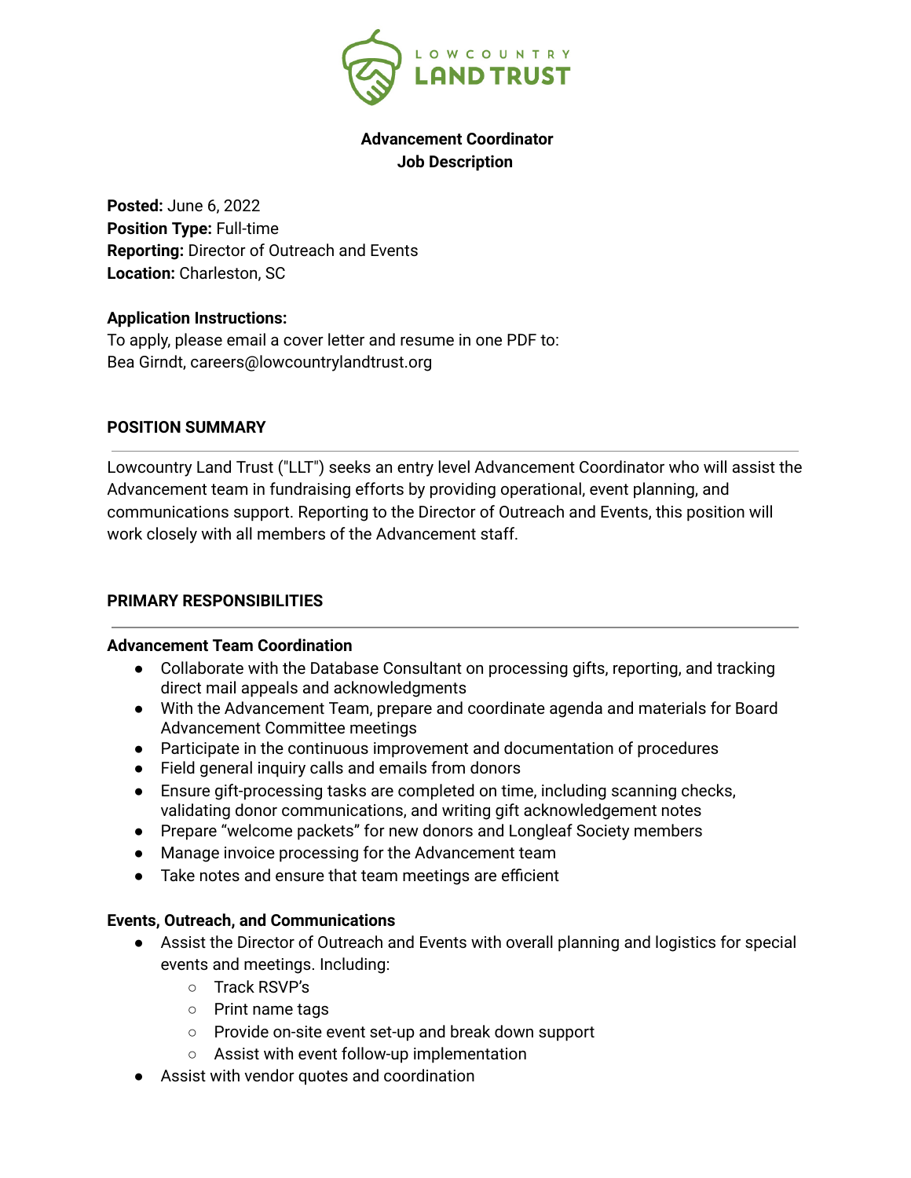LOWCOUNTRY LAND TRUST

**Advancement Coordinator**
**Job Description**

**Posted:** June 6, 2022
**Position Type:** Full-time
**Reporting:** Director of Outreach and Events
**Location:** Charleston, SC

**Application Instructions:**
To apply, please email a cover letter and resume in one PDF to:
Bea Girndt, careers@lowcountrylandtrust.org

## POSITION SUMMARY

Lowcountry Land Trust ("LLT") seeks an entry level Advancement Coordinator who will assist the Advancement team in fundraising efforts by providing operational, event planning, and communications support. Reporting to the Director of Outreach and Events, this position will work closely with all members of the Advancement staff.

## PRIMARY RESPONSIBILITIES

### Advancement Team Coordination

- Collaborate with the Database Consultant on processing gifts, reporting, and tracking direct mail appeals and acknowledgments
- With the Advancement Team, prepare and coordinate agenda and materials for Board Advancement Committee meetings
- Participate in the continuous improvement and documentation of procedures
- Field general inquiry calls and emails from donors
- Ensure gift-processing tasks are completed on time, including scanning checks, validating donor communications, and writing gift acknowledgement notes
- Prepare "welcome packets" for new donors and Longleaf Society members
- Manage invoice processing for the Advancement team
- Take notes and ensure that team meetings are efficient

### Events, Outreach, and Communications

- Assist the Director of Outreach and Events with overall planning and logistics for special events and meetings. Including:
  - Track RSVP's
  - Print name tags
  - Provide on-site event set-up and break down support
  - Assist with event follow-up implementation
- Assist with vendor quotes and coordination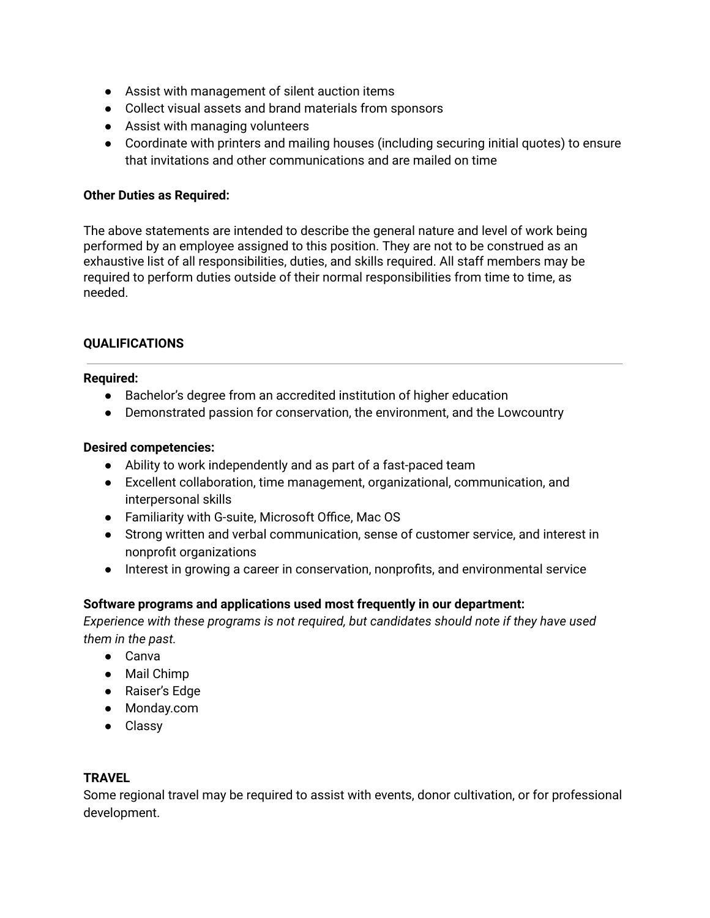- Assist with management of silent auction items
- Collect visual assets and brand materials from sponsors
- Assist with managing volunteers
- Coordinate with printers and mailing houses (including securing initial quotes) to ensure that invitations and other communications and are mailed on time

**Other Duties as Required:**

The above statements are intended to describe the general nature and level of work being performed by an employee assigned to this position. They are not to be construed as an exhaustive list of all responsibilities, duties, and skills required. All staff members may be required to perform duties outside of their normal responsibilities from time to time, as needed.

## QUALIFICATIONS

---

**Required:**

- Bachelor's degree from an accredited institution of higher education
- Demonstrated passion for conservation, the environment, and the Lowcountry

**Desired competencies:**

- Ability to work independently and as part of a fast-paced team
- Excellent collaboration, time management, organizational, communication, and interpersonal skills
- Familiarity with G-suite, Microsoft Office, Mac OS
- Strong written and verbal communication, sense of customer service, and interest in nonprofit organizations
- Interest in growing a career in conservation, nonprofits, and environmental service

**Software programs and applications used most frequently in our department:**

*Experience with these programs is not required, but candidates should note if they have used them in the past.*

- Canva
- Mail Chimp
- Raiser's Edge
- Monday.com
- Classy

## TRAVEL

Some regional travel may be required to assist with events, donor cultivation, or for professional development.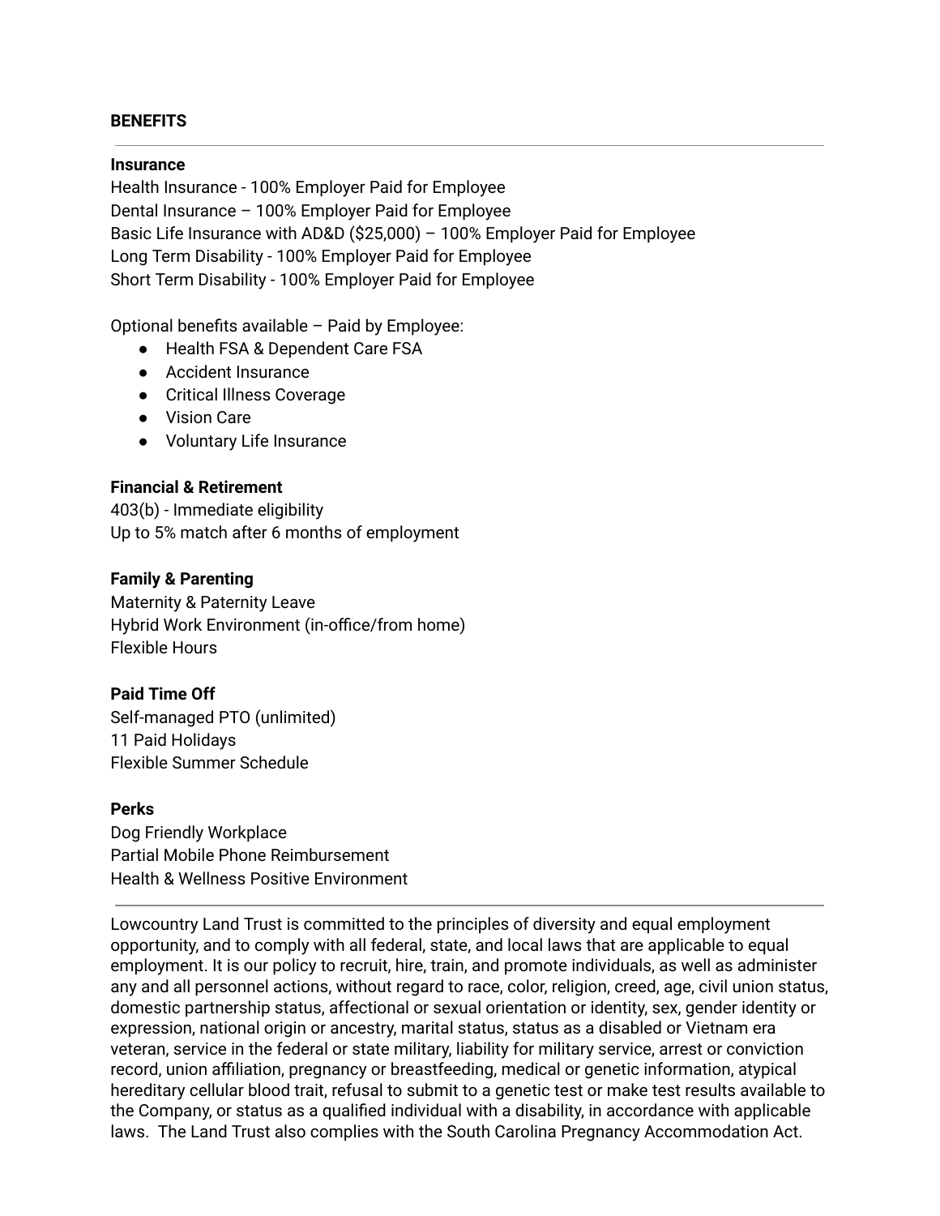## BENEFITS

---

**Insurance**

Health Insurance - 100% Employer Paid for Employee
Dental Insurance – 100% Employer Paid for Employee
Basic Life Insurance with AD&D ($25,000) – 100% Employer Paid for Employee
Long Term Disability - 100% Employer Paid for Employee
Short Term Disability - 100% Employer Paid for Employee

Optional benefits available – Paid by Employee:

- Health FSA & Dependent Care FSA
- Accident Insurance
- Critical Illness Coverage
- Vision Care
- Voluntary Life Insurance

**Financial & Retirement**

403(b) - Immediate eligibility
Up to 5% match after 6 months of employment

**Family & Parenting**

Maternity & Paternity Leave
Hybrid Work Environment (in-office/from home)
Flexible Hours

**Paid Time Off**

Self-managed PTO (unlimited)
11 Paid Holidays
Flexible Summer Schedule

**Perks**

Dog Friendly Workplace
Partial Mobile Phone Reimbursement
Health & Wellness Positive Environment

---

Lowcountry Land Trust is committed to the principles of diversity and equal employment opportunity, and to comply with all federal, state, and local laws that are applicable to equal employment. It is our policy to recruit, hire, train, and promote individuals, as well as administer any and all personnel actions, without regard to race, color, religion, creed, age, civil union status, domestic partnership status, affectional or sexual orientation or identity, sex, gender identity or expression, national origin or ancestry, marital status, status as a disabled or Vietnam era veteran, service in the federal or state military, liability for military service, arrest or conviction record, union affiliation, pregnancy or breastfeeding, medical or genetic information, atypical hereditary cellular blood trait, refusal to submit to a genetic test or make test results available to the Company, or status as a qualified individual with a disability, in accordance with applicable laws. The Land Trust also complies with the South Carolina Pregnancy Accommodation Act.